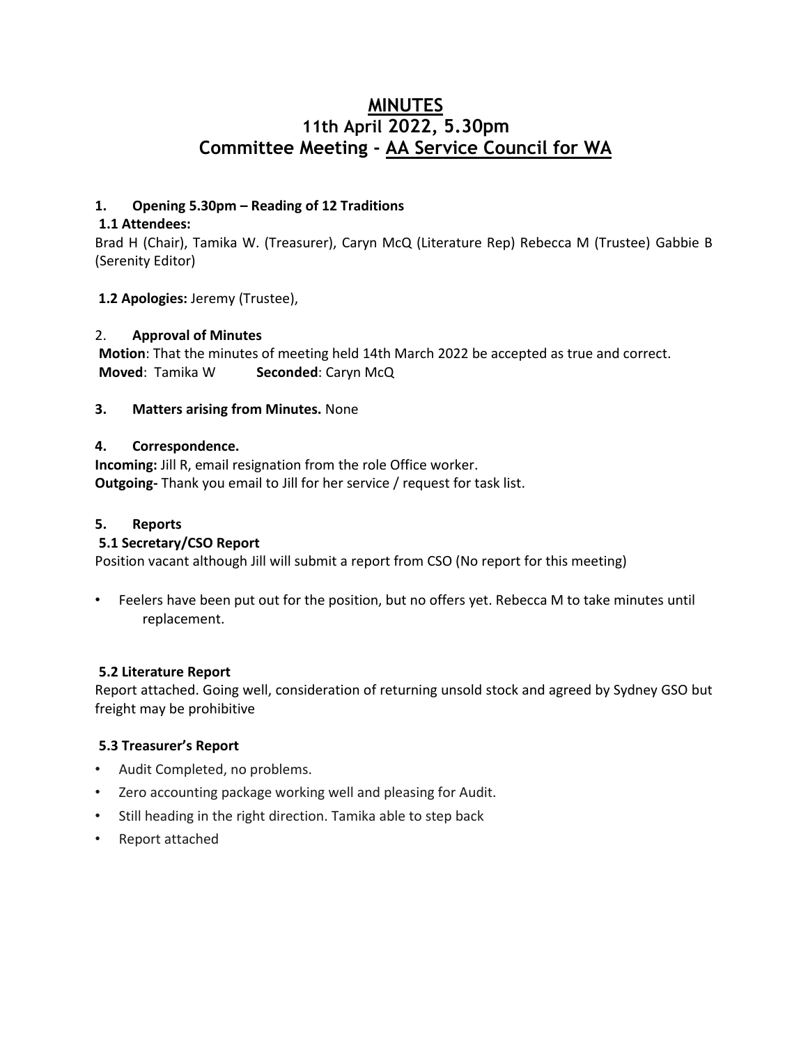# MINUTES
## 11th April 2022, 5.30pm
## Committee Meeting - AA Service Council for WA

**1. Opening 5.30pm – Reading of 12 Traditions**

**1.1 Attendees:**
Brad H (Chair), Tamika W. (Treasurer), Caryn McQ (Literature Rep) Rebecca M (Trustee) Gabbie B (Serenity Editor)

**1.2 Apologies:** Jeremy (Trustee),

2. **Approval of Minutes**
**Motion**: That the minutes of meeting held 14th March 2022 be accepted as true and correct.
**Moved**: Tamika W **Seconded**: Caryn McQ

**3. Matters arising from Minutes.** None

**4. Correspondence.**
**Incoming:** Jill R, email resignation from the role Office worker.
**Outgoing-** Thank you email to Jill for her service / request for task list.

**5. Reports**

**5.1 Secretary/CSO Report**
Position vacant although Jill will submit a report from CSO (No report for this meeting)

- Feelers have been put out for the position, but no offers yet. Rebecca M to take minutes until replacement.

**5.2 Literature Report**
Report attached. Going well, consideration of returning unsold stock and agreed by Sydney GSO but freight may be prohibitive

**5.3 Treasurer's Report**
- Audit Completed, no problems.
- Zero accounting package working well and pleasing for Audit.
- Still heading in the right direction. Tamika able to step back
- Report attached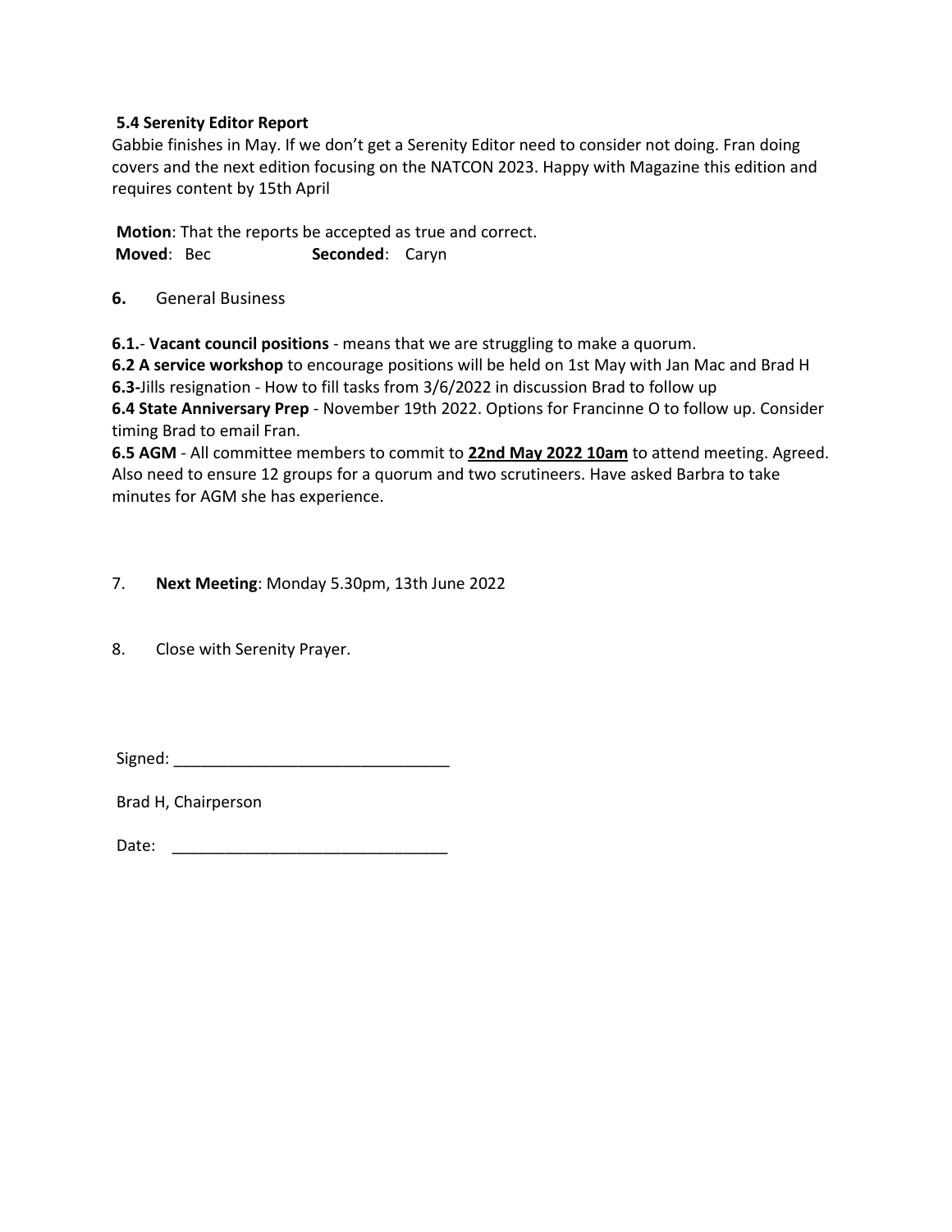**5.4 Serenity Editor Report**

Gabbie finishes in May. If we don't get a Serenity Editor need to consider not doing. Fran doing covers and the next edition focusing on the NATCON 2023. Happy with Magazine this edition and requires content by 15th April

**Motion**: That the reports be accepted as true and correct.
**Moved**: Bec **Seconded**: Caryn

**6.** General Business

**6.1.**- **Vacant council positions** - means that we are struggling to make a quorum.
**6.2 A service workshop** to encourage positions will be held on 1st May with Jan Mac and Brad H
**6.3-**Jills resignation - How to fill tasks from 3/6/2022 in discussion Brad to follow up
**6.4 State Anniversary Prep** - November 19th 2022. Options for Francinne O to follow up. Consider timing Brad to email Fran.
**6.5 AGM** - All committee members to commit to **22nd May 2022 10am** to attend meeting. Agreed. Also need to ensure 12 groups for a quorum and two scrutineers. Have asked Barbra to take minutes for AGM she has experience.

7. **Next Meeting**: Monday 5.30pm, 13th June 2022

8. Close with Serenity Prayer.

Signed: ______________________________

Brad H, Chairperson

Date: ______________________________